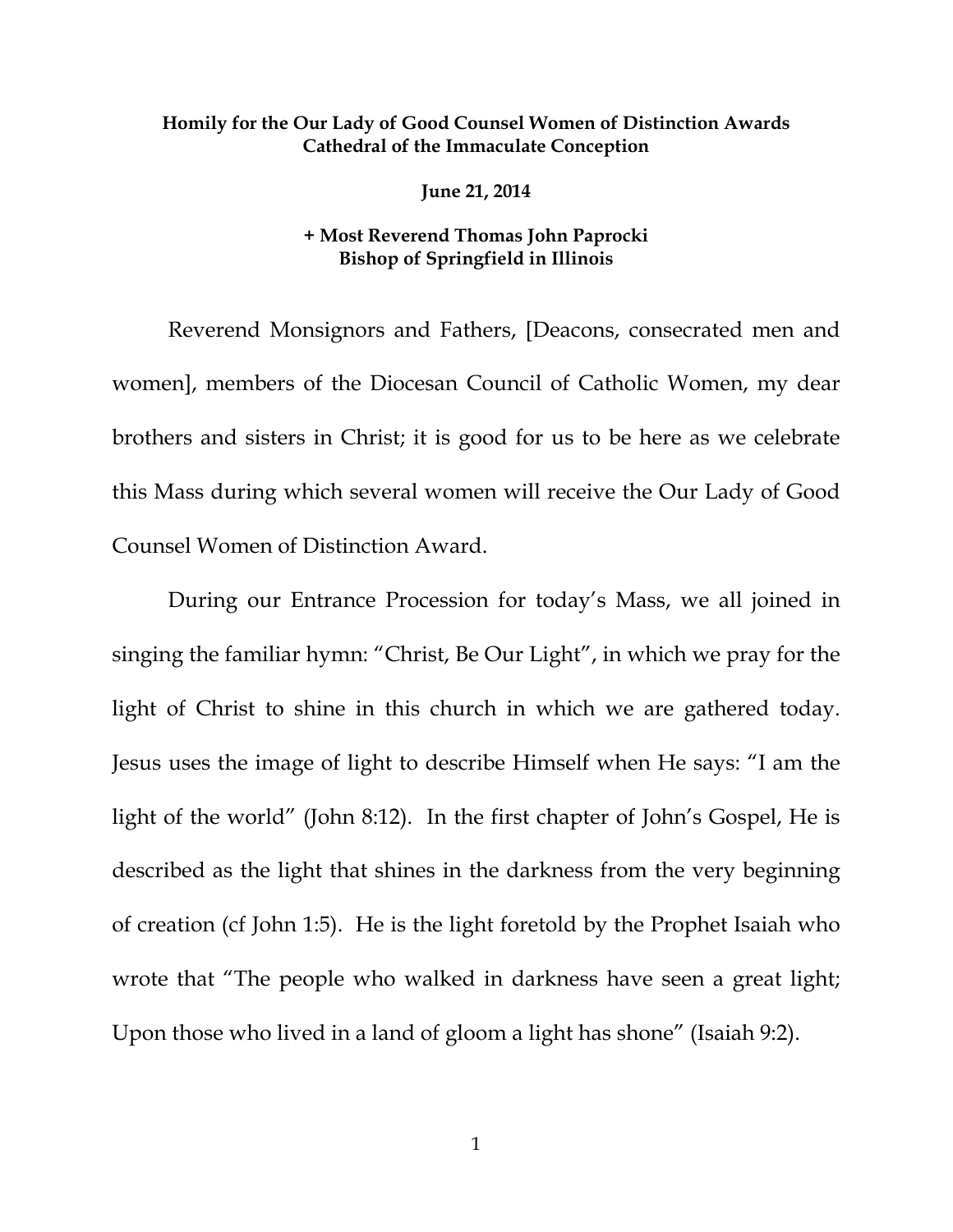**Homily for the Our Lady of Good Counsel Women of Distinction Awards**
**Cathedral of the Immaculate Conception**

**June 21, 2014**

**+ Most Reverend Thomas John Paprocki**
**Bishop of Springfield in Illinois**

Reverend Monsignors and Fathers, [Deacons, consecrated men and women], members of the Diocesan Council of Catholic Women, my dear brothers and sisters in Christ; it is good for us to be here as we celebrate this Mass during which several women will receive the Our Lady of Good Counsel Women of Distinction Award.

During our Entrance Procession for today's Mass, we all joined in singing the familiar hymn: "Christ, Be Our Light", in which we pray for the light of Christ to shine in this church in which we are gathered today. Jesus uses the image of light to describe Himself when He says: "I am the light of the world" (John 8:12). In the first chapter of John's Gospel, He is described as the light that shines in the darkness from the very beginning of creation (cf John 1:5). He is the light foretold by the Prophet Isaiah who wrote that "The people who walked in darkness have seen a great light; Upon those who lived in a land of gloom a light has shone" (Isaiah 9:2).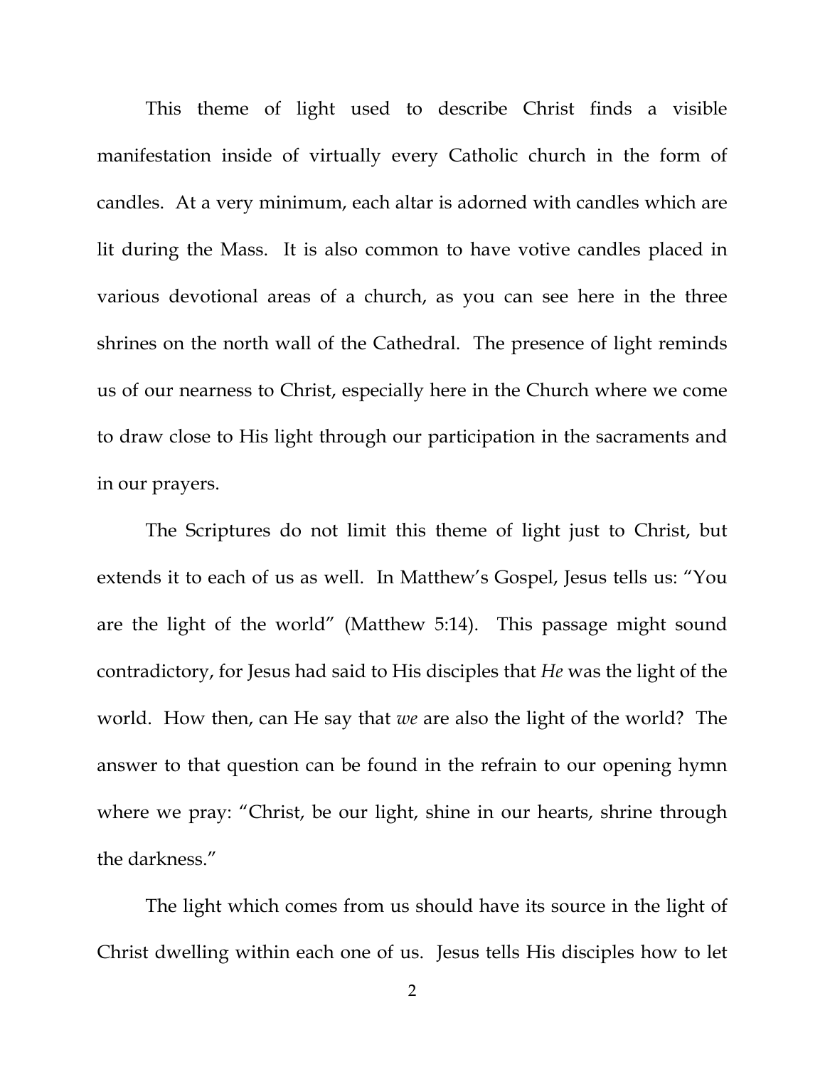This theme of light used to describe Christ finds a visible manifestation inside of virtually every Catholic church in the form of candles. At a very minimum, each altar is adorned with candles which are lit during the Mass. It is also common to have votive candles placed in various devotional areas of a church, as you can see here in the three shrines on the north wall of the Cathedral. The presence of light reminds us of our nearness to Christ, especially here in the Church where we come to draw close to His light through our participation in the sacraments and in our prayers.

The Scriptures do not limit this theme of light just to Christ, but extends it to each of us as well. In Matthew's Gospel, Jesus tells us: "You are the light of the world" (Matthew 5:14). This passage might sound contradictory, for Jesus had said to His disciples that *He* was the light of the world. How then, can He say that *we* are also the light of the world? The answer to that question can be found in the refrain to our opening hymn where we pray: "Christ, be our light, shine in our hearts, shrine through the darkness."

The light which comes from us should have its source in the light of Christ dwelling within each one of us. Jesus tells His disciples how to let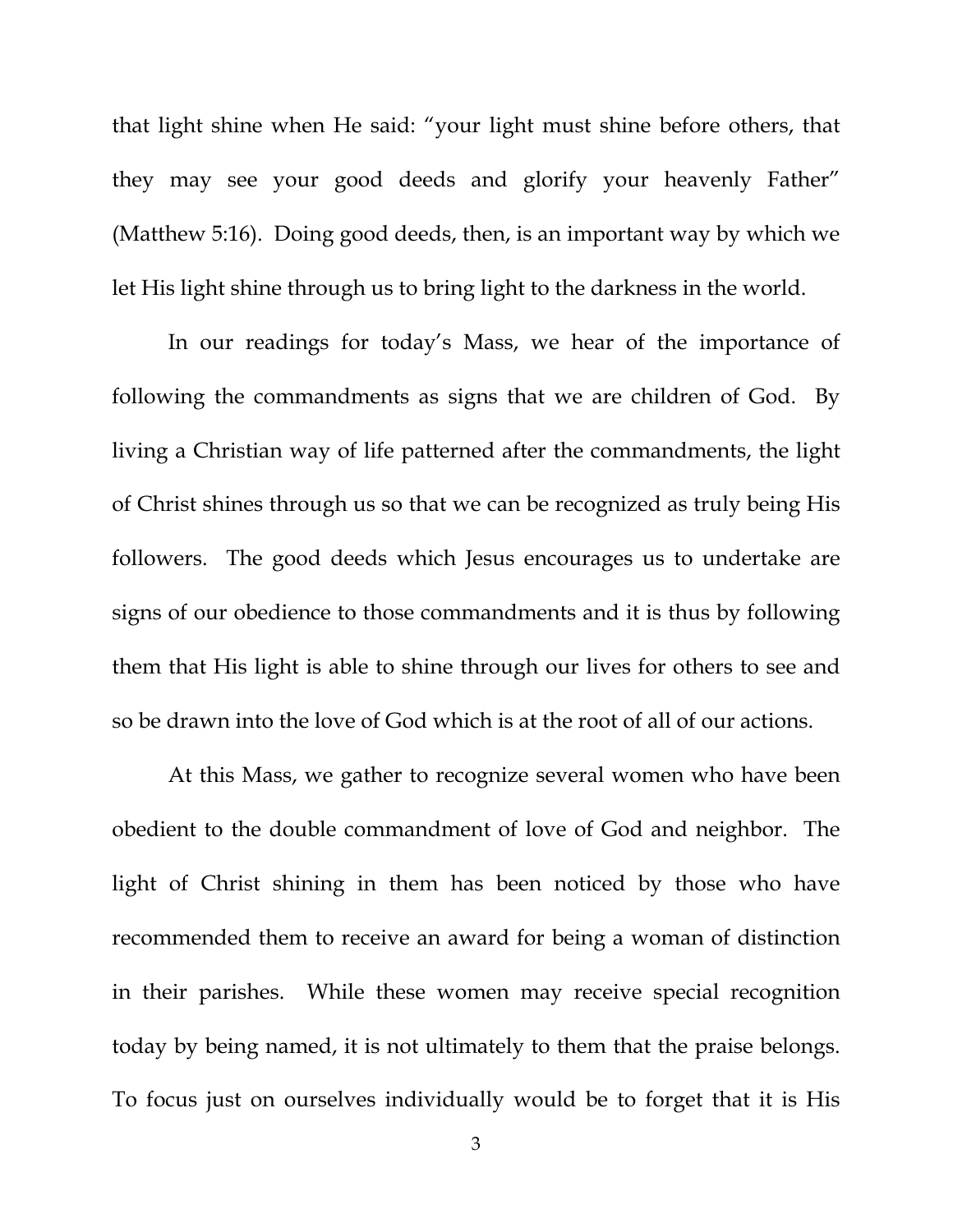that light shine when He said: "your light must shine before others, that they may see your good deeds and glorify your heavenly Father" (Matthew 5:16). Doing good deeds, then, is an important way by which we let His light shine through us to bring light to the darkness in the world.

In our readings for today's Mass, we hear of the importance of following the commandments as signs that we are children of God. By living a Christian way of life patterned after the commandments, the light of Christ shines through us so that we can be recognized as truly being His followers. The good deeds which Jesus encourages us to undertake are signs of our obedience to those commandments and it is thus by following them that His light is able to shine through our lives for others to see and so be drawn into the love of God which is at the root of all of our actions.

At this Mass, we gather to recognize several women who have been obedient to the double commandment of love of God and neighbor. The light of Christ shining in them has been noticed by those who have recommended them to receive an award for being a woman of distinction in their parishes. While these women may receive special recognition today by being named, it is not ultimately to them that the praise belongs. To focus just on ourselves individually would be to forget that it is His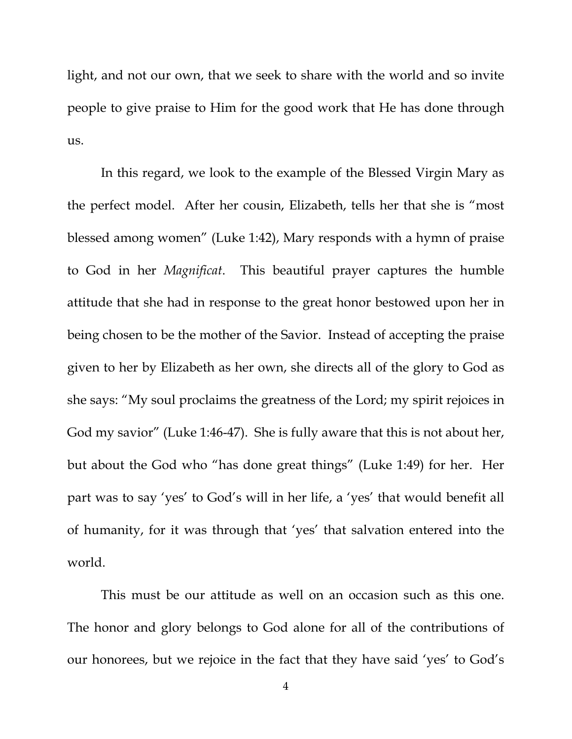light, and not our own, that we seek to share with the world and so invite people to give praise to Him for the good work that He has done through us.

In this regard, we look to the example of the Blessed Virgin Mary as the perfect model. After her cousin, Elizabeth, tells her that she is "most blessed among women" (Luke 1:42), Mary responds with a hymn of praise to God in her *Magnificat*. This beautiful prayer captures the humble attitude that she had in response to the great honor bestowed upon her in being chosen to be the mother of the Savior. Instead of accepting the praise given to her by Elizabeth as her own, she directs all of the glory to God as she says: "My soul proclaims the greatness of the Lord; my spirit rejoices in God my savior" (Luke 1:46-47). She is fully aware that this is not about her, but about the God who "has done great things" (Luke 1:49) for her. Her part was to say 'yes' to God's will in her life, a 'yes' that would benefit all of humanity, for it was through that 'yes' that salvation entered into the world.

This must be our attitude as well on an occasion such as this one. The honor and glory belongs to God alone for all of the contributions of our honorees, but we rejoice in the fact that they have said 'yes' to God's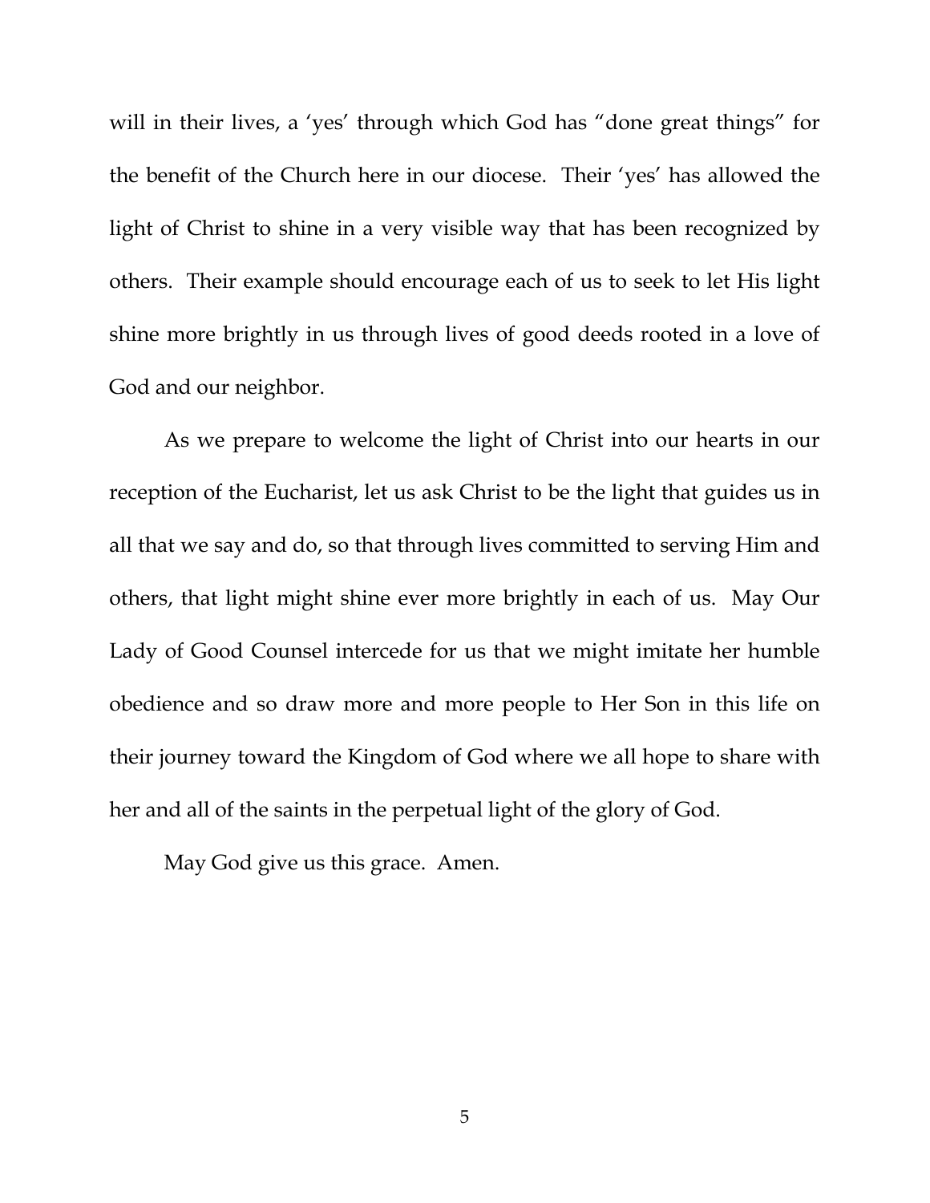will in their lives, a 'yes' through which God has "done great things" for the benefit of the Church here in our diocese. Their 'yes' has allowed the light of Christ to shine in a very visible way that has been recognized by others. Their example should encourage each of us to seek to let His light shine more brightly in us through lives of good deeds rooted in a love of God and our neighbor.

As we prepare to welcome the light of Christ into our hearts in our reception of the Eucharist, let us ask Christ to be the light that guides us in all that we say and do, so that through lives committed to serving Him and others, that light might shine ever more brightly in each of us. May Our Lady of Good Counsel intercede for us that we might imitate her humble obedience and so draw more and more people to Her Son in this life on their journey toward the Kingdom of God where we all hope to share with her and all of the saints in the perpetual light of the glory of God.

May God give us this grace. Amen.